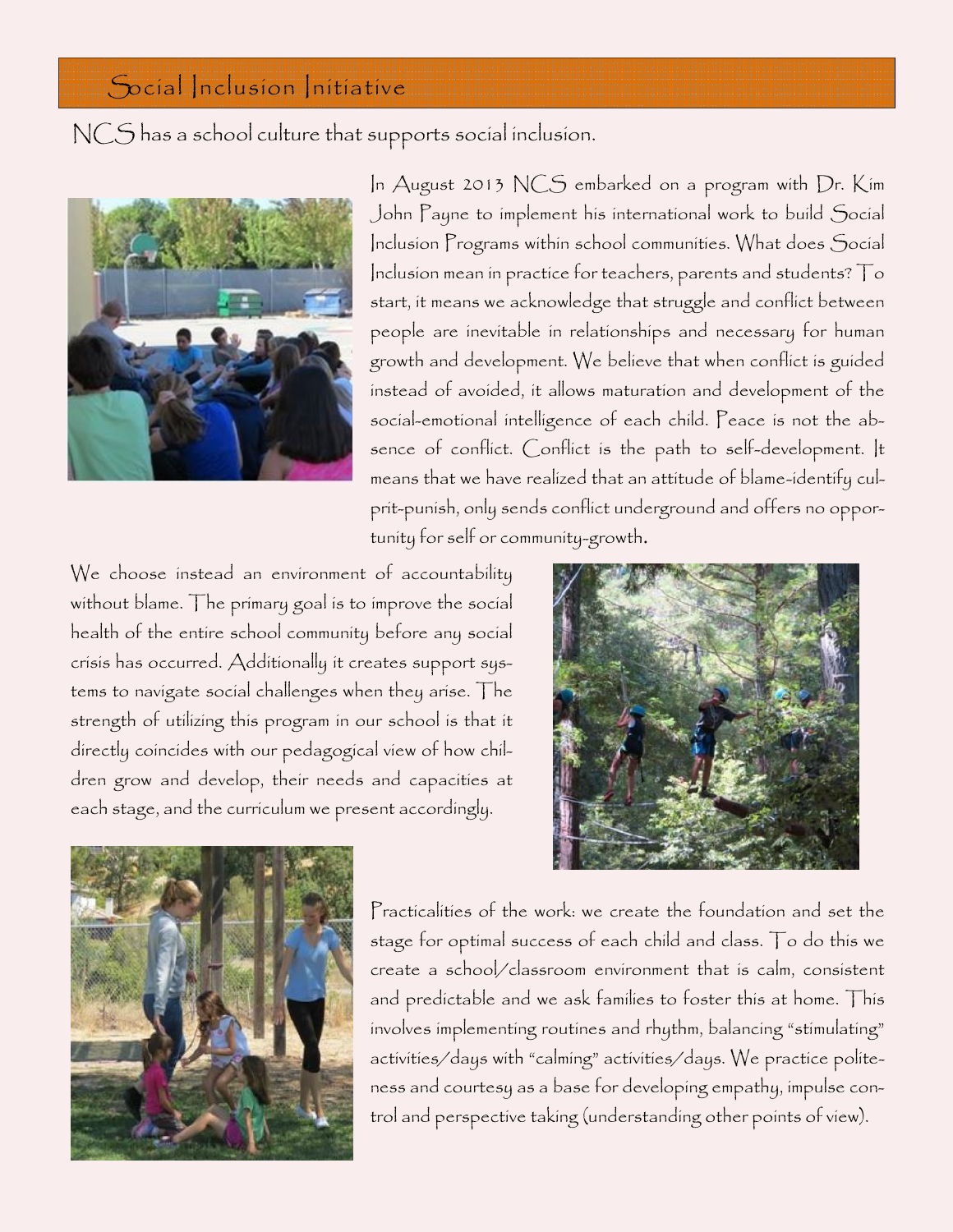# Social Inclusion Initiative

NCS has a school culture that supports social inclusion.

In August 2013 NCS embarked on a program with Dr. Kim John Payne to implement his international work to build Social Inclusion Programs within school communities. What does Social Inclusion mean in practice for teachers, parents and students? To start, it means we acknowledge that struggle and conflict between people are inevitable in relationships and necessary for human growth and development. We believe that when conflict is guided instead of avoided, it allows maturation and development of the social-emotional intelligence of each child. Peace is not the absence of conflict. Conflict is the path to self-development. It means that we have realized that an attitude of blame-identify culprit-punish, only sends conflict underground and offers no opportunity for self or community-growth.

We choose instead an environment of accountability without blame. The primary goal is to improve the social health of the entire school community before any social crisis has occurred. Additionally it creates support systems to navigate social challenges when they arise. The strength of utilizing this program in our school is that it directly coincides with our pedagogical view of how children grow and develop, their needs and capacities at each stage, and the curriculum we present accordingly.

Practicalities of the work: we create the foundation and set the stage for optimal success of each child and class. To do this we create a school/classroom environment that is calm, consistent and predictable and we ask families to foster this at home. This involves implementing routines and rhythm, balancing "stimulating" activities/days with "calming" activities/days. We practice politeness and courtesy as a base for developing empathy, impulse control and perspective taking (understanding other points of view).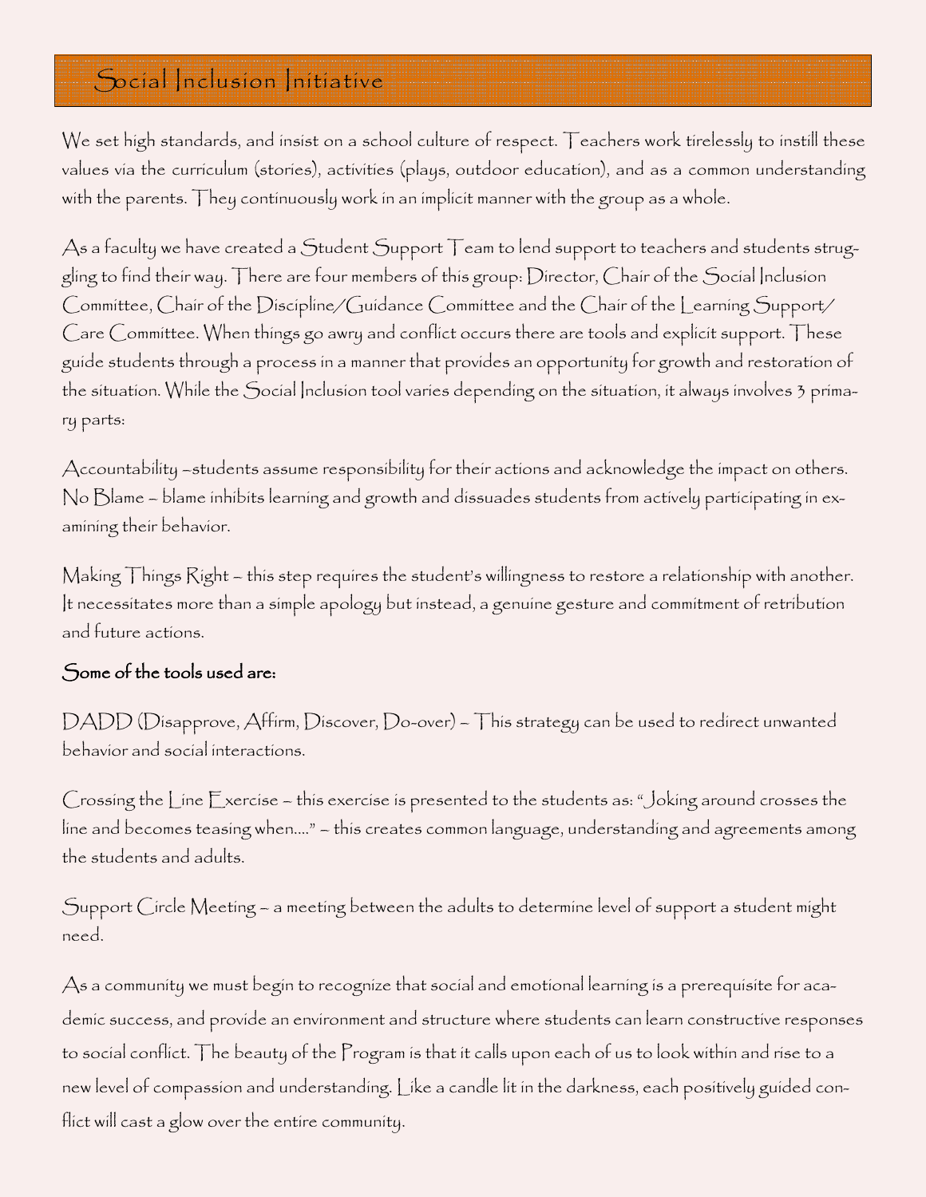## Social Inclusion Initiative

We set high standards, and insist on a school culture of respect. Teachers work tirelessly to instill these values via the curriculum (stories), activities (plays, outdoor education), and as a common understanding with the parents. They continuously work in an implicit manner with the group as a whole.

As a faculty we have created a Student Support Team to lend support to teachers and students struggling to find their way. There are four members of this group: Director, Chair of the Social Inclusion Committee, Chair of the Discipline/Guidance Committee and the Chair of the Learning Support/Care Committee. When things go awry and conflict occurs there are tools and explicit support. These guide students through a process in a manner that provides an opportunity for growth and restoration of the situation. While the Social Inclusion tool varies depending on the situation, it always involves 3 primary parts:

Accountability –students assume responsibility for their actions and acknowledge the impact on others.
No Blame – blame inhibits learning and growth and dissuades students from actively participating in examining their behavior.

Making Things Right – this step requires the student's willingness to restore a relationship with another. It necessitates more than a simple apology but instead, a genuine gesture and commitment of retribution and future actions.

**Some of the tools used are:**

DADD (Disapprove, Affirm, Discover, Do-over) – This strategy can be used to redirect unwanted behavior and social interactions.

Crossing the Line Exercise – this exercise is presented to the students as: "Joking around crosses the line and becomes teasing when…." – this creates common language, understanding and agreements among the students and adults.

Support Circle Meeting – a meeting between the adults to determine level of support a student might need.

As a community we must begin to recognize that social and emotional learning is a prerequisite for academic success, and provide an environment and structure where students can learn constructive responses to social conflict. The beauty of the Program is that it calls upon each of us to look within and rise to a new level of compassion and understanding. Like a candle lit in the darkness, each positively guided conflict will cast a glow over the entire community.